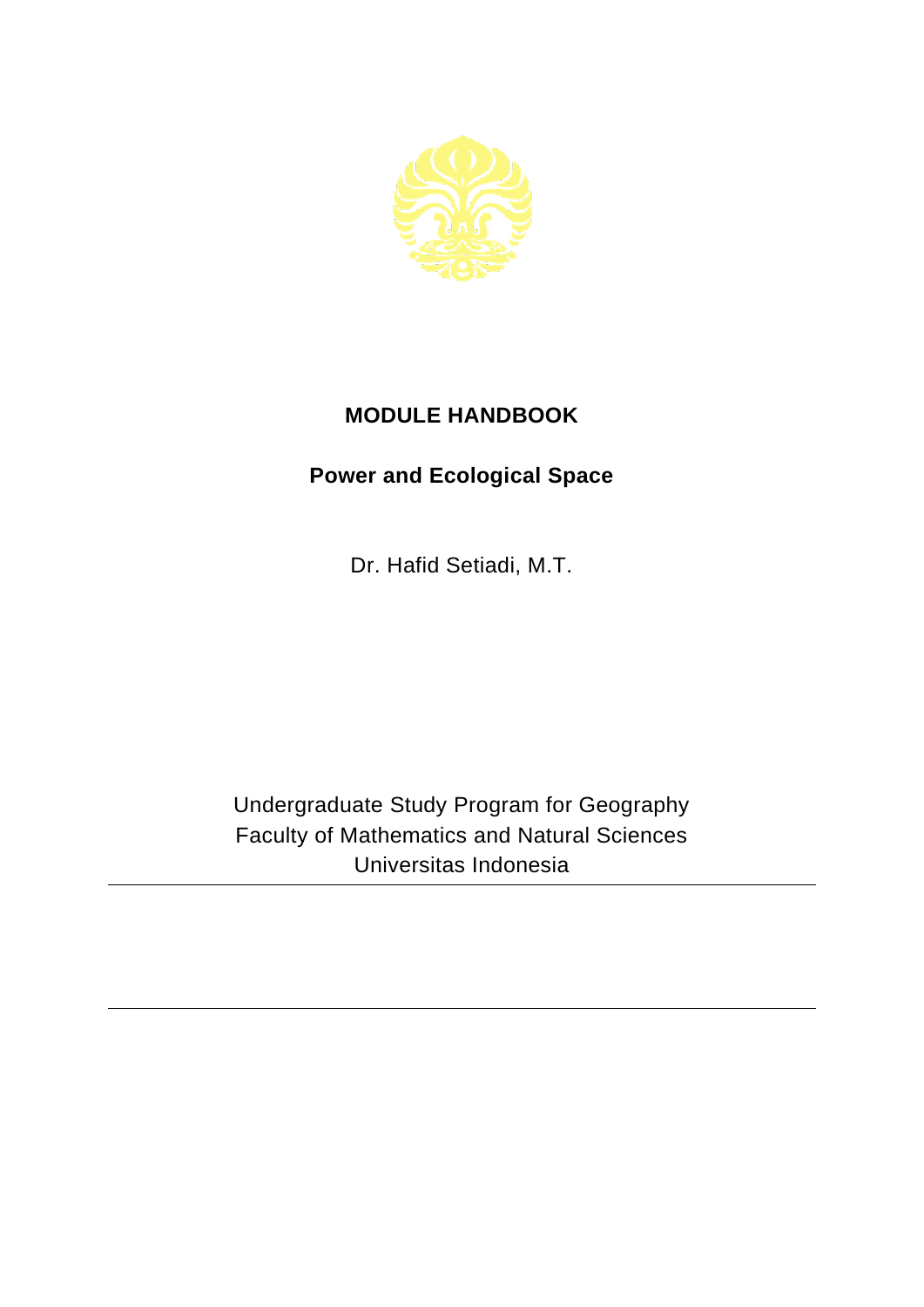# MODULE HANDBOOK

## Power and Ecological Space

Dr. Hafid Setiadi, M.T.

Undergraduate Study Program for Geography
Faculty of Mathematics and Natural Sciences
Universitas Indonesia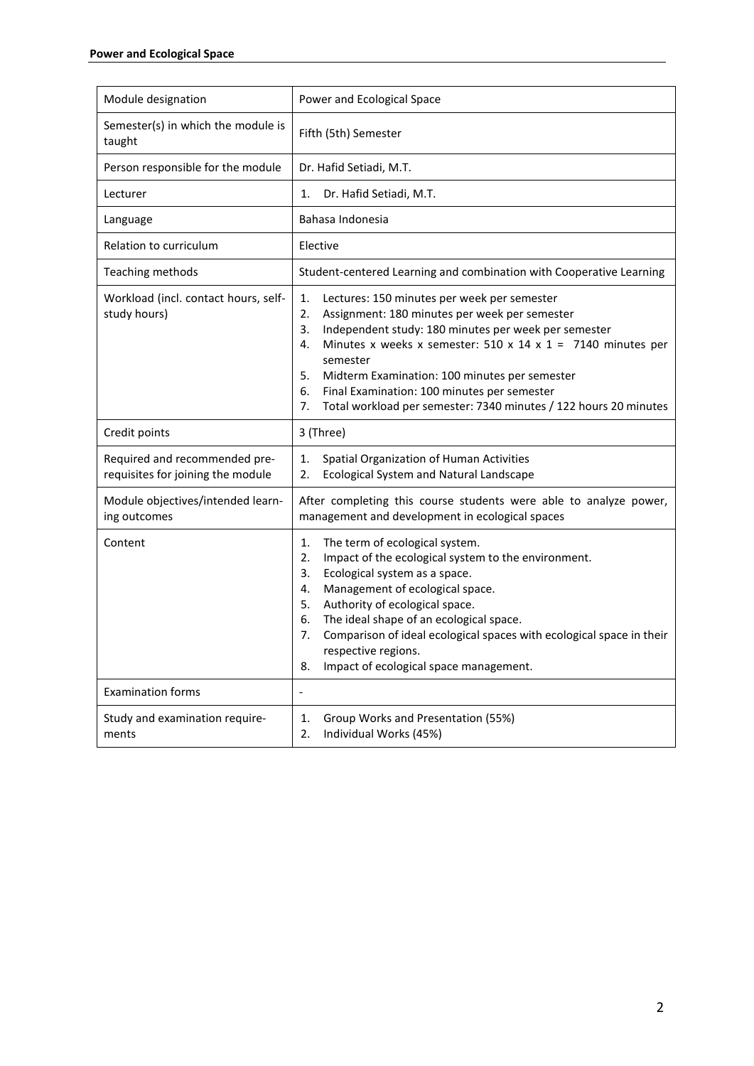| Module designation | Power and Ecological Space |
| --- | --- |
| Semester(s) in which the module is taught | Fifth (5th) Semester |
| Person responsible for the module | Dr. Hafid Setiadi, M.T. |
| Lecturer | 1. Dr. Hafid Setiadi, M.T. |
| Language | Bahasa Indonesia |
| Relation to curriculum | Elective |
| Teaching methods | Student-centered Learning and combination with Cooperative Learning |
| Workload (incl. contact hours, self-study hours) | 1. Lectures: 150 minutes per week per semester<br>2. Assignment: 180 minutes per week per semester<br>3. Independent study: 180 minutes per week per semester<br>4. Minutes x weeks x semester: 510 x 14 x 1 = 7140 minutes per semester<br>5. Midterm Examination: 100 minutes per semester<br>6. Final Examination: 100 minutes per semester<br>7. Total workload per semester: 7340 minutes / 122 hours 20 minutes |
| Credit points | 3 (Three) |
| Required and recommended pre-requisites for joining the module | 1. Spatial Organization of Human Activities<br>2. Ecological System and Natural Landscape |
| Module objectives/intended learning outcomes | After completing this course students were able to analyze power, management and development in ecological spaces |
| Content | 1. The term of ecological system.<br>2. Impact of the ecological system to the environment.<br>3. Ecological system as a space.<br>4. Management of ecological space.<br>5. Authority of ecological space.<br>6. The ideal shape of an ecological space.<br>7. Comparison of ideal ecological spaces with ecological space in their respective regions.<br>8. Impact of ecological space management. |
| Examination forms | - |
| Study and examination requirements | 1. Group Works and Presentation (55%)<br>2. Individual Works (45%) |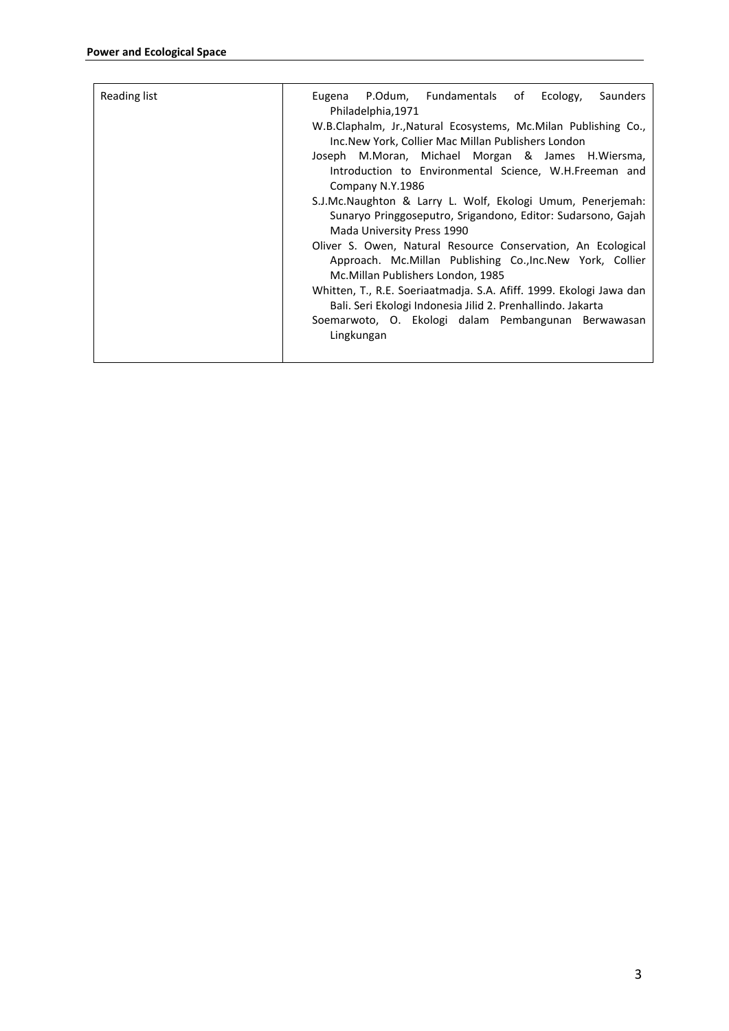| | |
|---|---|
| Reading list | Eugena P.Odum, Fundamentals of Ecology, Saunders Philadelphia,1971<br>W.B.Claphalm, Jr.,Natural Ecosystems, Mc.Milan Publishing Co., Inc.New York, Collier Mac Millan Publishers London<br>Joseph M.Moran, Michael Morgan & James H.Wiersma, Introduction to Environmental Science, W.H.Freeman and Company N.Y.1986<br>S.J.Mc.Naughton & Larry L. Wolf, Ekologi Umum, Penerjemah: Sunaryo Pringgoseputro, Srigandono, Editor: Sudarsono, Gajah Mada University Press 1990<br>Oliver S. Owen, Natural Resource Conservation, An Ecological Approach. Mc.Millan Publishing Co.,Inc.New York, Collier Mc.Millan Publishers London, 1985<br>Whitten, T., R.E. Soeriaatmadja. S.A. Afiff. 1999. Ekologi Jawa dan Bali. Seri Ekologi Indonesia Jilid 2. Prenhallindo. Jakarta<br>Soemarwoto, O. Ekologi dalam Pembangunan Berwawasan Lingkungan |